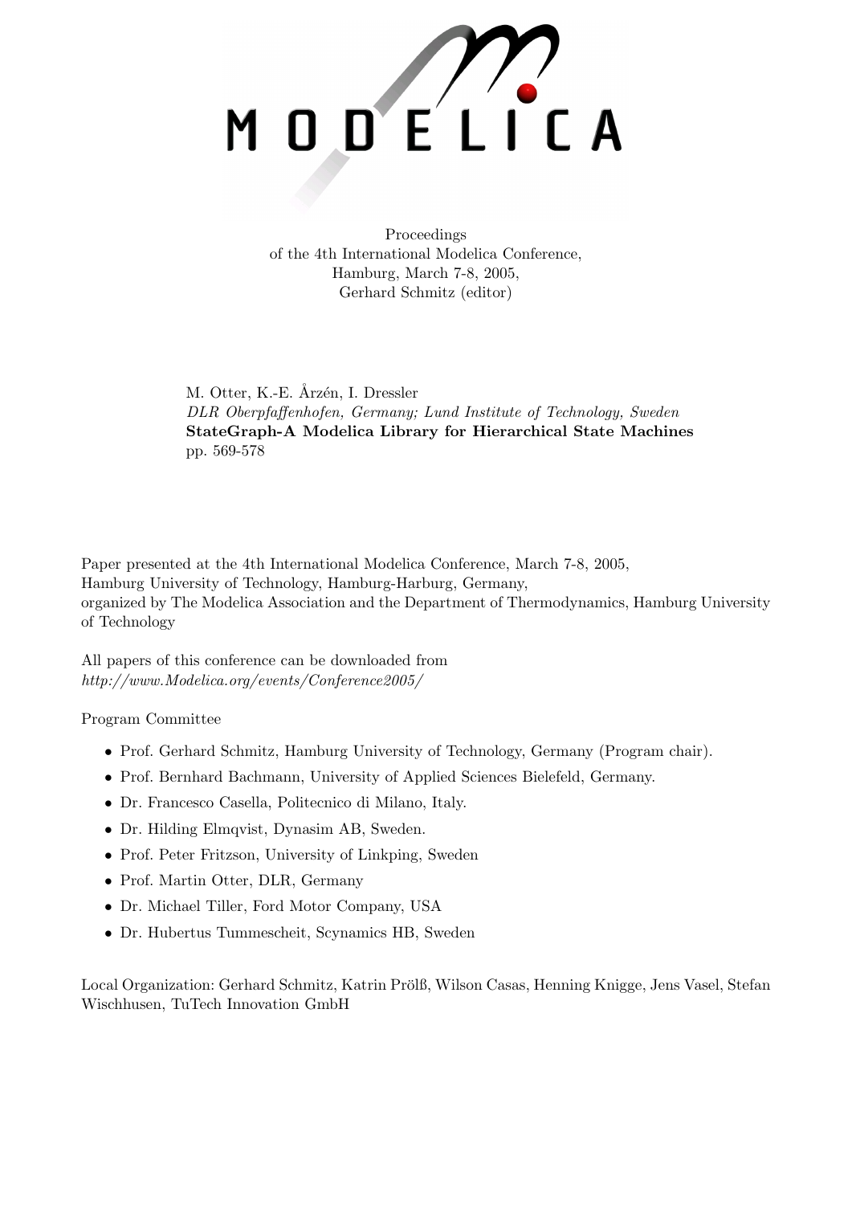MODELICA

Proceedings
of the 4th International Modelica Conference,
Hamburg, March 7-8, 2005,
Gerhard Schmitz (editor)

M. Otter, K.-E. Årzén, I. Dressler
*DLR Oberpfaffenhofen, Germany; Lund Institute of Technology, Sweden*
**StateGraph-A Modelica Library for Hierarchical State Machines**
pp. 569-578

Paper presented at the 4th International Modelica Conference, March 7-8, 2005,
Hamburg University of Technology, Hamburg-Harburg, Germany,
organized by The Modelica Association and the Department of Thermodynamics, Hamburg University of Technology

All papers of this conference can be downloaded from
*http://www.Modelica.org/events/Conference2005/*

Program Committee

- Prof. Gerhard Schmitz, Hamburg University of Technology, Germany (Program chair).
- Prof. Bernhard Bachmann, University of Applied Sciences Bielefeld, Germany.
- Dr. Francesco Casella, Politecnico di Milano, Italy.
- Dr. Hilding Elmqvist, Dynasim AB, Sweden.
- Prof. Peter Fritzson, University of Linkping, Sweden
- Prof. Martin Otter, DLR, Germany
- Dr. Michael Tiller, Ford Motor Company, USA
- Dr. Hubertus Tummescheit, Scynamics HB, Sweden

Local Organization: Gerhard Schmitz, Katrin Prölß, Wilson Casas, Henning Knigge, Jens Vasel, Stefan Wischhusen, TuTech Innovation GmbH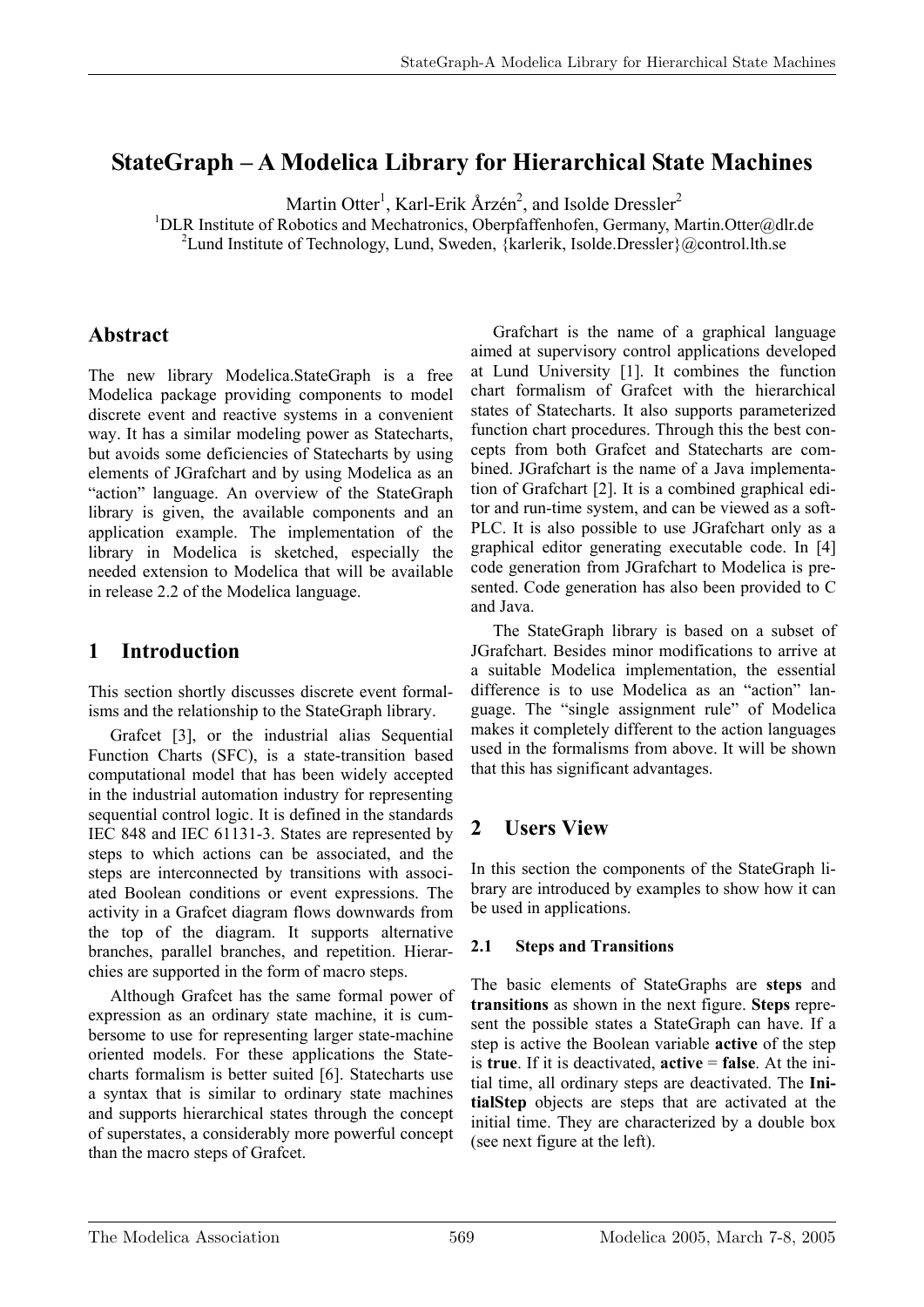# StateGraph – A Modelica Library for Hierarchical State Machines

Martin Otter[1], Karl-Erik Årzén[2], and Isolde Dressler[2]

[1]DLR Institute of Robotics and Mechatronics, Oberpfaffenhofen, Germany, Martin.Otter@dlr.de

[2]Lund Institute of Technology, Lund, Sweden, {karlerik, Isolde.Dressler}@control.lth.se

## Abstract

The new library Modelica.StateGraph is a free Modelica package providing components to model discrete event and reactive systems in a convenient way. It has a similar modeling power as Statecharts, but avoids some deficiencies of Statecharts by using elements of JGrafchart and by using Modelica as an "action" language. An overview of the StateGraph library is given, the available components and an application example. The implementation of the library in Modelica is sketched, especially the needed extension to Modelica that will be available in release 2.2 of the Modelica language.

## 1 Introduction

This section shortly discusses discrete event formalisms and the relationship to the StateGraph library.

Grafcet [3], or the industrial alias Sequential Function Charts (SFC), is a state-transition based computational model that has been widely accepted in the industrial automation industry for representing sequential control logic. It is defined in the standards IEC 848 and IEC 61131-3. States are represented by steps to which actions can be associated, and the steps are interconnected by transitions with associated Boolean conditions or event expressions. The activity in a Grafcet diagram flows downwards from the top of the diagram. It supports alternative branches, parallel branches, and repetition. Hierarchies are supported in the form of macro steps.

Although Grafcet has the same formal power of expression as an ordinary state machine, it is cumbersome to use for representing larger state-machine oriented models. For these applications the Statecharts formalism is better suited [6]. Statecharts use a syntax that is similar to ordinary state machines and supports hierarchical states through the concept of superstates, a considerably more powerful concept than the macro steps of Grafcet.

Grafchart is the name of a graphical language aimed at supervisory control applications developed at Lund University [1]. It combines the function chart formalism of Grafcet with the hierarchical states of Statecharts. It also supports parameterized function chart procedures. Through this the best concepts from both Grafcet and Statecharts are combined. JGrafchart is the name of a Java implementation of Grafchart [2]. It is a combined graphical editor and run-time system, and can be viewed as a soft-PLC. It is also possible to use JGrafchart only as a graphical editor generating executable code. In [4] code generation from JGrafchart to Modelica is presented. Code generation has also been provided to C and Java.

The StateGraph library is based on a subset of JGrafchart. Besides minor modifications to arrive at a suitable Modelica implementation, the essential difference is to use Modelica as an "action" language. The "single assignment rule" of Modelica makes it completely different to the action languages used in the formalisms from above. It will be shown that this has significant advantages.

## 2 Users View

In this section the components of the StateGraph library are introduced by examples to show how it can be used in applications.

### 2.1 Steps and Transitions

The basic elements of StateGraphs are **steps** and **transitions** as shown in the next figure. **Steps** represent the possible states a StateGraph can have. If a step is active the Boolean variable **active** of the step is **true**. If it is deactivated, **active** = **false**. At the initial time, all ordinary steps are deactivated. The **InitialStep** objects are steps that are activated at the initial time. They are characterized by a double box (see next figure at the left).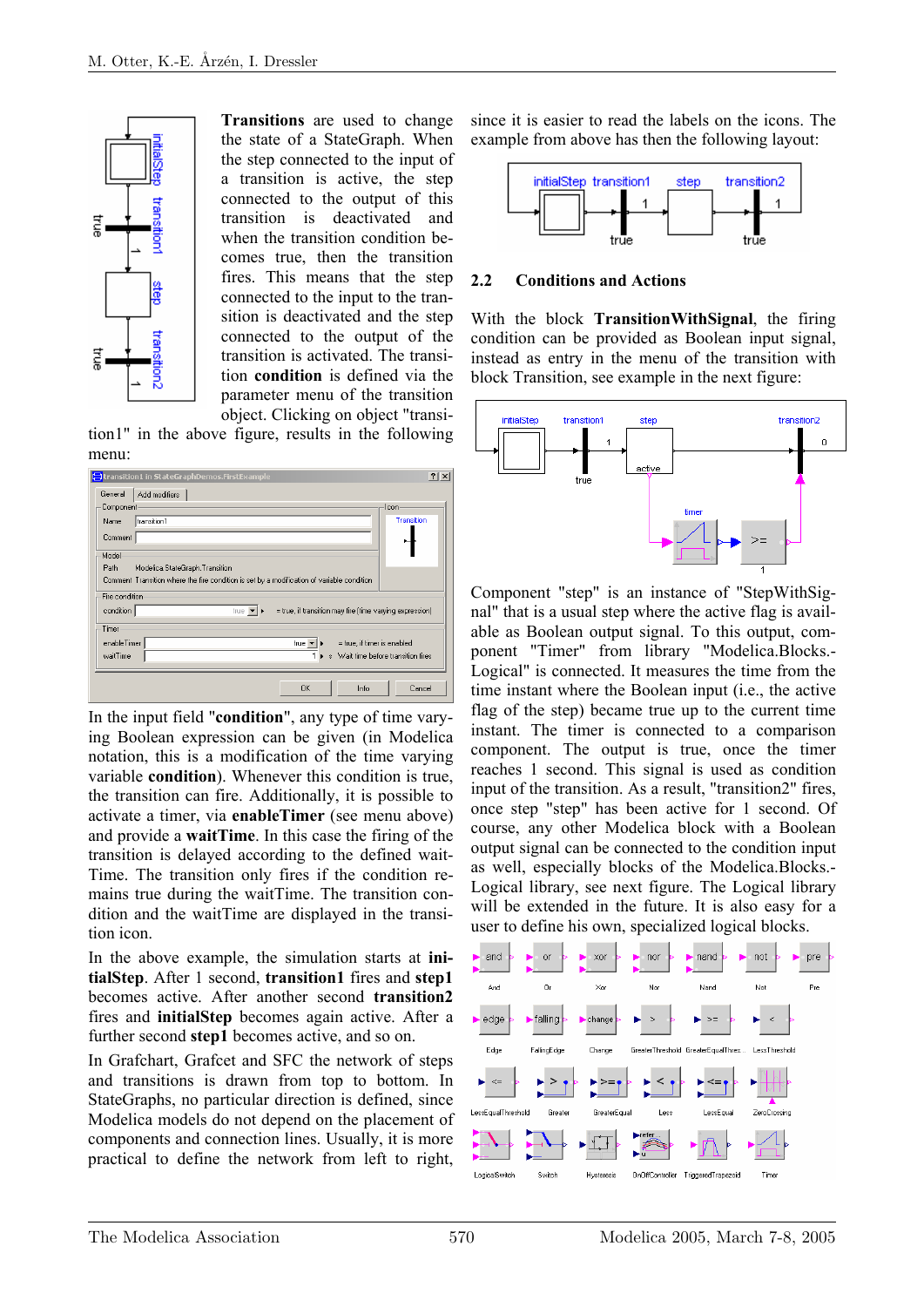**Transitions** are used to change the state of a StateGraph. When the step connected to the input of a transition is active, the step connected to the output of this transition is deactivated and when the transition condition becomes true, then the transition fires. This means that the step connected to the input to the transition is deactivated and the step connected to the output of the transition is activated. The transition **condition** is defined via the parameter menu of the transition object. Clicking on object "transition1" in the above figure, results in the following menu:

In the input field "**condition**", any type of time varying Boolean expression can be given (in Modelica notation, this is a modification of the time varying variable **condition**). Whenever this condition is true, the transition can fire. Additionally, it is possible to activate a timer, via **enableTimer** (see menu above) and provide a **waitTime**. In this case the firing of the transition is delayed according to the defined waitTime. The transition only fires if the condition remains true during the waitTime. The transition condition and the waitTime are displayed in the transition icon.

In the above example, the simulation starts at **initialStep**. After 1 second, **transition1** fires and **step1** becomes active. After another second **transition2** fires and **initialStep** becomes again active. After a further second **step1** becomes active, and so on.

In Grafchart, Grafcet and SFC the network of steps and transitions is drawn from top to bottom. In StateGraphs, no particular direction is defined, since Modelica models do not depend on the placement of components and connection lines. Usually, it is more practical to define the network from left to right, since it is easier to read the labels on the icons. The example from above has then the following layout:

## 2.2 Conditions and Actions

With the block **TransitionWithSignal**, the firing condition can be provided as Boolean input signal, instead as entry in the menu of the transition with block Transition, see example in the next figure:

Component "step" is an instance of "StepWithSignal" that is a usual step where the active flag is available as Boolean output signal. To this output, component "Timer" from library "Modelica.Blocks.-Logical" is connected. It measures the time from the time instant where the Boolean input (i.e., the active flag of the step) became true up to the current time instant. The timer is connected to a comparison component. The output is true, once the timer reaches 1 second. This signal is used as condition input of the transition. As a result, "transition2" fires, once step "step" has been active for 1 second. Of course, any other Modelica block with a Boolean output signal can be connected to the condition input as well, especially blocks of the Modelica.Blocks.-Logical library, see next figure. The Logical library will be extended in the future. It is also easy for a user to define his own, specialized logical blocks.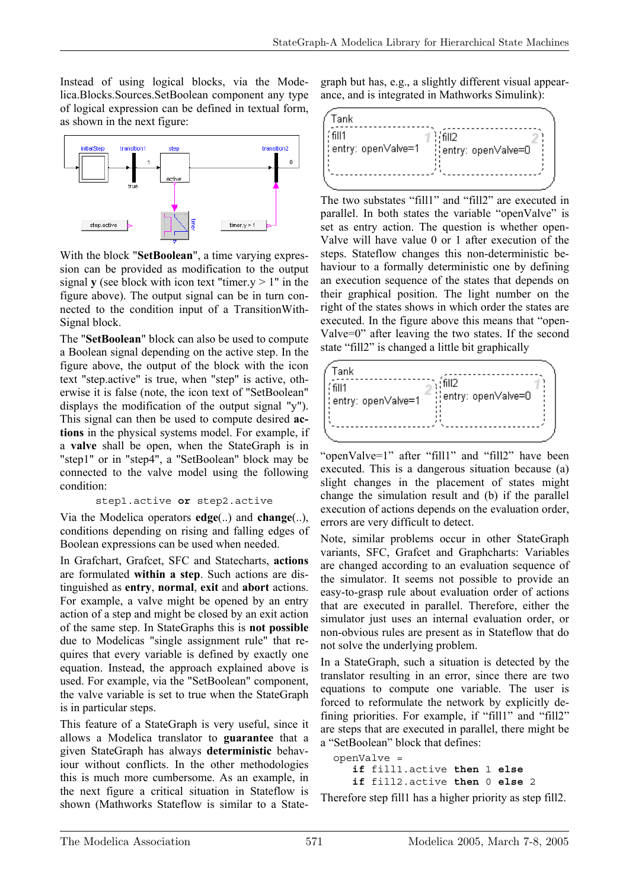Instead of using logical blocks, via the Modelica.Blocks.Sources.SetBoolean component any type of logical expression can be defined in textual form, as shown in the next figure:

With the block "**SetBoolean**", a time varying expression can be provided as modification to the output signal **y** (see block with icon text "timer.y > 1" in the figure above). The output signal can be in turn connected to the condition input of a TransitionWithSignal block.

The "**SetBoolean**" block can also be used to compute a Boolean signal depending on the active step. In the figure above, the output of the block with the icon text "step.active" is true, when "step" is active, otherwise it is false (note, the icon text of "SetBoolean" displays the modification of the output signal "y"). This signal can then be used to compute desired **actions** in the physical systems model. For example, if a **valve** shall be open, when the StateGraph is in "step1" or in "step4", a "SetBoolean" block may be connected to the valve model using the following condition:

```
step1.active or step2.active
```

Via the Modelica operators **edge**(..) and **change**(..), conditions depending on rising and falling edges of Boolean expressions can be used when needed.

In Grafchart, Grafcet, SFC and Statecharts, **actions** are formulated **within a step**. Such actions are distinguished as **entry**, **normal**, **exit** and **abort** actions. For example, a valve might be opened by an entry action of a step and might be closed by an exit action of the same step. In StateGraphs this is **not possible** due to Modelicas "single assignment rule" that requires that every variable is defined by exactly one equation. Instead, the approach explained above is used. For example, via the "SetBoolean" component, the valve variable is set to true when the StateGraph is in particular steps.

This feature of a StateGraph is very useful, since it allows a Modelica translator to **guarantee** that a given StateGraph has always **deterministic** behaviour without conflicts. In the other methodologies this is much more cumbersome. As an example, in the next figure a critical situation in Stateflow is shown (Mathworks Stateflow is similar to a StateGraph but has, e.g., a slightly different visual appearance, and is integrated in Mathworks Simulink):

The two substates "fill1" and "fill2" are executed in parallel. In both states the variable "openValve" is set as entry action. The question is whether openValve will have value 0 or 1 after execution of the steps. Stateflow changes this non-deterministic behaviour to a formally deterministic one by defining an execution sequence of the states that depends on their graphical position. The light number on the right of the states shows in which order the states are executed. In the figure above this means that "openValve=0" after leaving the two states. If the second state "fill2" is changed a little bit graphically

"openValve=1" after "fill1" and "fill2" have been executed. This is a dangerous situation because (a) slight changes in the placement of states might change the simulation result and (b) if the parallel execution of actions depends on the evaluation order, errors are very difficult to detect.

Note, similar problems occur in other StateGraph variants, SFC, Grafcet and Graphcharts: Variables are changed according to an evaluation sequence of the simulator. It seems not possible to provide an easy-to-grasp rule about evaluation order of actions that are executed in parallel. Therefore, either the simulator just uses an internal evaluation order, or non-obvious rules are present as in Stateflow that do not solve the underlying problem.

In a StateGraph, such a situation is detected by the translator resulting in an error, since there are two equations to compute one variable. The user is forced to reformulate the network by explicitly defining priorities. For example, if "fill1" and "fill2" are steps that are executed in parallel, there might be a "SetBoolean" block that defines:

```
openValve =
    if fill1.active then 1 else
    if fill2.active then 0 else 2
```

Therefore step fill1 has a higher priority as step fill2.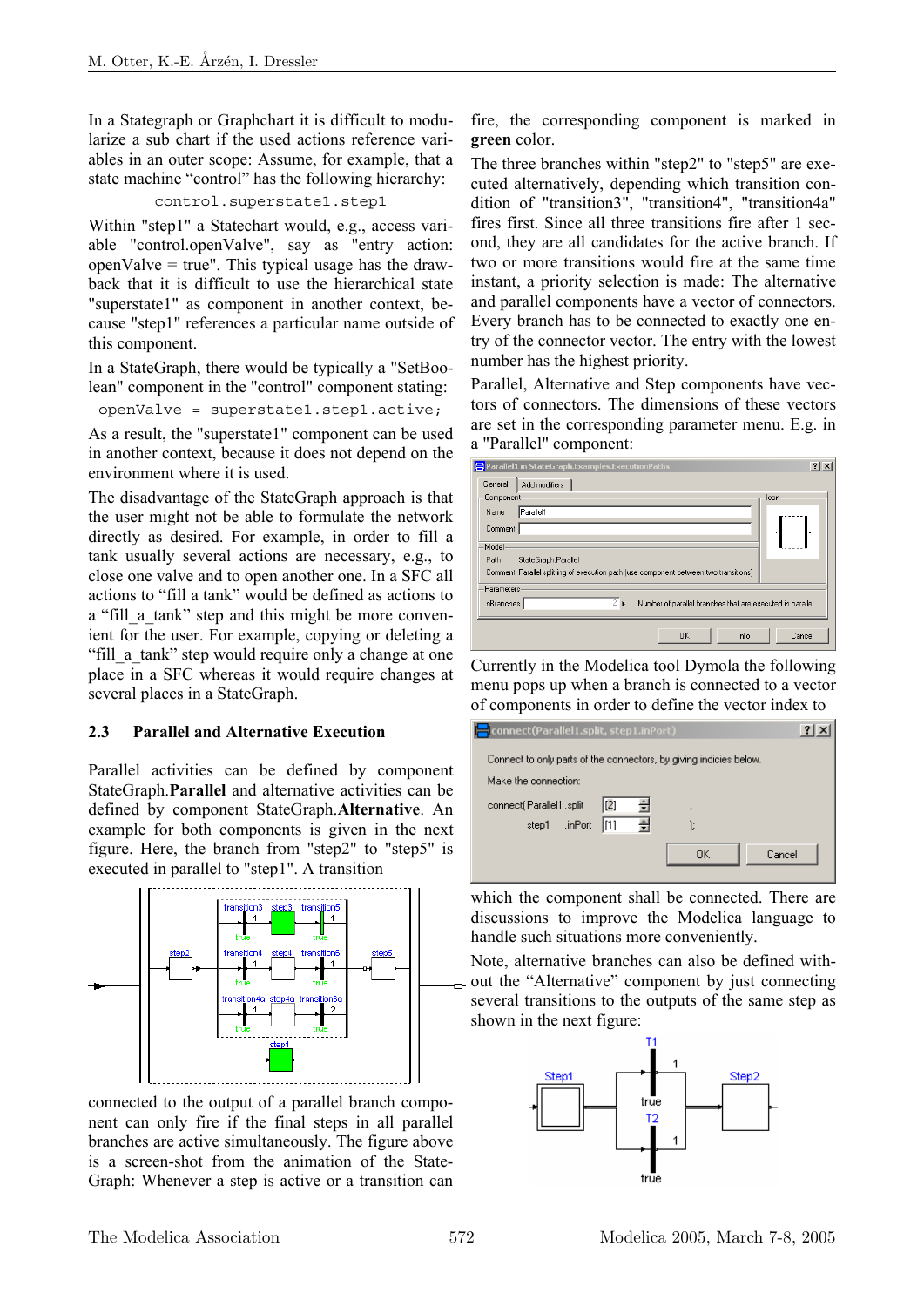In a Stategraph or Graphchart it is difficult to modularize a sub chart if the used actions reference variables in an outer scope: Assume, for example, that a state machine “control” has the following hierarchy:

```
control.superstate1.step1
```

Within "step1" a Statechart would, e.g., access variable "control.openValve", say as "entry action: openValve = true". This typical usage has the drawback that it is difficult to use the hierarchical state "superstate1" as component in another context, because "step1" references a particular name outside of this component.

In a StateGraph, there would be typically a "SetBoolean" component in the "control" component stating:

```
openValve = superstate1.step1.active;
```

As a result, the "superstate1" component can be used in another context, because it does not depend on the environment where it is used.

The disadvantage of the StateGraph approach is that the user might not be able to formulate the network directly as desired. For example, in order to fill a tank usually several actions are necessary, e.g., to close one valve and to open another one. In a SFC all actions to “fill a tank” would be defined as actions to a “fill_a_tank” step and this might be more convenient for the user. For example, copying or deleting a “fill_a_tank” step would require only a change at one place in a SFC whereas it would require changes at several places in a StateGraph.

### 2.3 Parallel and Alternative Execution

Parallel activities can be defined by component StateGraph.**Parallel** and alternative activities can be defined by component StateGraph.**Alternative**. An example for both components is given in the next figure. Here, the branch from "step2" to "step5" is executed in parallel to "step1". A transition connected to the output of a parallel branch component can only fire if the final steps in all parallel branches are active simultaneously. The figure above is a screen-shot from the animation of the StateGraph: Whenever a step is active or a transition can fire, the corresponding component is marked in **green** color.

The three branches within "step2" to "step5" are executed alternatively, depending which transition condition of "transition3", "transition4", "transition4a" fires first. Since all three transitions fire after 1 second, they are all candidates for the active branch. If two or more transitions would fire at the same time instant, a priority selection is made: The alternative and parallel components have a vector of connectors. Every branch has to be connected to exactly one entry of the connector vector. The entry with the lowest number has the highest priority.

Parallel, Alternative and Step components have vectors of connectors. The dimensions of these vectors are set in the corresponding parameter menu. E.g. in a "Parallel" component:

Currently in the Modelica tool Dymola the following menu pops up when a branch is connected to a vector of components in order to define the vector index to which the component shall be connected. There are discussions to improve the Modelica language to handle such situations more conveniently.

Note, alternative branches can also be defined without the “Alternative” component by just connecting several transitions to the outputs of the same step as shown in the next figure: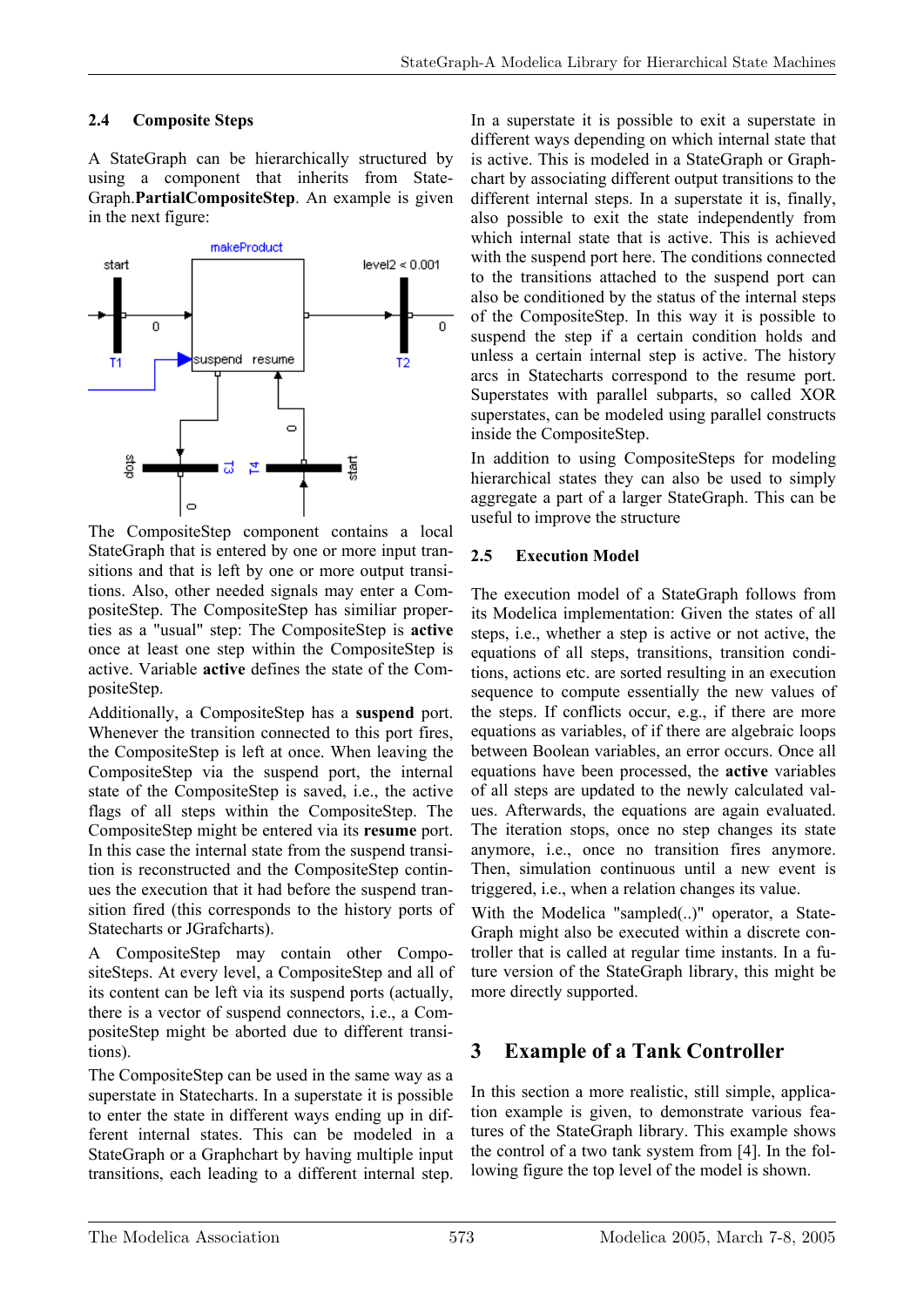## 2.4 Composite Steps

A StateGraph can be hierarchically structured by using a component that inherits from StateGraph.**PartialCompositeStep**. An example is given in the next figure:

The CompositeStep component contains a local StateGraph that is entered by one or more input transitions and that is left by one or more output transitions. Also, other needed signals may enter a CompositeStep. The CompositeStep has similiar properties as a "usual" step: The CompositeStep is **active** once at least one step within the CompositeStep is active. Variable **active** defines the state of the CompositeStep.

Additionally, a CompositeStep has a **suspend** port. Whenever the transition connected to this port fires, the CompositeStep is left at once. When leaving the CompositeStep via the suspend port, the internal state of the CompositeStep is saved, i.e., the active flags of all steps within the CompositeStep. The CompositeStep might be entered via its **resume** port. In this case the internal state from the suspend transition is reconstructed and the CompositeStep continues the execution that it had before the suspend transition fired (this corresponds to the history ports of Statecharts or JGrafcharts).

A CompositeStep may contain other CompositeSteps. At every level, a CompositeStep and all of its content can be left via its suspend ports (actually, there is a vector of suspend connectors, i.e., a CompositeStep might be aborted due to different transitions).

The CompositeStep can be used in the same way as a superstate in Statecharts. In a superstate it is possible to enter the state in different ways ending up in different internal states. This can be modeled in a StateGraph or a Graphchart by having multiple input transitions, each leading to a different internal step. In a superstate it is possible to exit a superstate in different ways depending on which internal state that is active. This is modeled in a StateGraph or Graphchart by associating different output transitions to the different internal steps. In a superstate it is, finally, also possible to exit the state independently from which internal state that is active. This is achieved with the suspend port here. The conditions connected to the transitions attached to the suspend port can also be conditioned by the status of the internal steps of the CompositeStep. In this way it is possible to suspend the step if a certain condition holds and unless a certain internal step is active. The history arcs in Statecharts correspond to the resume port. Superstates with parallel subparts, so called XOR superstates, can be modeled using parallel constructs inside the CompositeStep.

In addition to using CompositeSteps for modeling hierarchical states they can also be used to simply aggregate a part of a larger StateGraph. This can be useful to improve the structure

## 2.5 Execution Model

The execution model of a StateGraph follows from its Modelica implementation: Given the states of all steps, i.e., whether a step is active or not active, the equations of all steps, transitions, transition conditions, actions etc. are sorted resulting in an execution sequence to compute essentially the new values of the steps. If conflicts occur, e.g., if there are more equations as variables, of if there are algebraic loops between Boolean variables, an error occurs. Once all equations have been processed, the **active** variables of all steps are updated to the newly calculated values. Afterwards, the equations are again evaluated. The iteration stops, once no step changes its state anymore, i.e., once no transition fires anymore. Then, simulation continuous until a new event is triggered, i.e., when a relation changes its value.

With the Modelica "sampled(..)" operator, a StateGraph might also be executed within a discrete controller that is called at regular time instants. In a future version of the StateGraph library, this might be more directly supported.

# 3 Example of a Tank Controller

In this section a more realistic, still simple, application example is given, to demonstrate various features of the StateGraph library. This example shows the control of a two tank system from [4]. In the following figure the top level of the model is shown.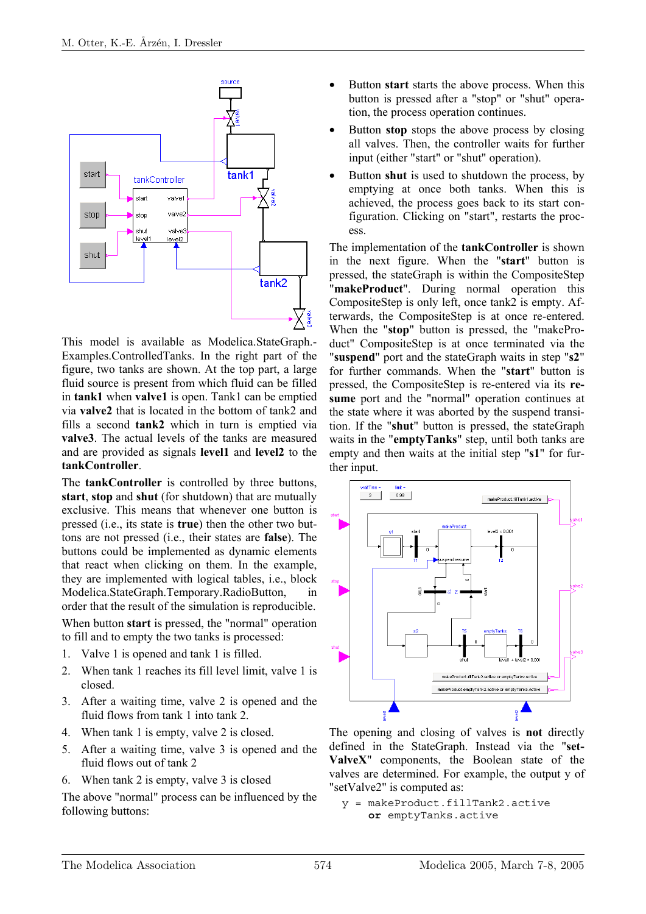This model is available as Modelica.StateGraph.-Examples.ControlledTanks. In the right part of the figure, two tanks are shown. At the top part, a large fluid source is present from which fluid can be filled in **tank1** when **valve1** is open. Tank1 can be emptied via **valve2** that is located in the bottom of tank2 and fills a second **tank2** which in turn is emptied via **valve3**. The actual levels of the tanks are measured and are provided as signals **level1** and **level2** to the **tankController**.

The **tankController** is controlled by three buttons, **start**, **stop** and **shut** (for shutdown) that are mutually exclusive. This means that whenever one button is pressed (i.e., its state is **true**) then the other two buttons are not pressed (i.e., their states are **false**). The buttons could be implemented as dynamic elements that react when clicking on them. In the example, they are implemented with logical tables, i.e., block Modelica.StateGraph.Temporary.RadioButton, in order that the result of the simulation is reproducible.

When button **start** is pressed, the "normal" operation to fill and to empty the two tanks is processed:

1. Valve 1 is opened and tank 1 is filled.
2. When tank 1 reaches its fill level limit, valve 1 is closed.
3. After a waiting time, valve 2 is opened and the fluid flows from tank 1 into tank 2.
4. When tank 1 is empty, valve 2 is closed.
5. After a waiting time, valve 3 is opened and the fluid flows out of tank 2
6. When tank 2 is empty, valve 3 is closed

The above "normal" process can be influenced by the following buttons:

- Button **start** starts the above process. When this button is pressed after a "stop" or "shut" operation, the process operation continues.
- Button **stop** stops the above process by closing all valves. Then, the controller waits for further input (either "start" or "shut" operation).
- Button **shut** is used to shutdown the process, by emptying at once both tanks. When this is achieved, the process goes back to its start configuration. Clicking on "start", restarts the process.

The implementation of the **tankController** is shown in the next figure. When the "**start**" button is pressed, the stateGraph is within the CompositeStep "**makeProduct**". During normal operation this CompositeStep is only left, once tank2 is empty. Afterwards, the CompositeStep is at once re-entered. When the "**stop**" button is pressed, the "makeProduct" CompositeStep is at once terminated via the "**suspend**" port and the stateGraph waits in step "**s2**" for further commands. When the "**start**" button is pressed, the CompositeStep is re-entered via its **resume** port and the "normal" operation continues at the state where it was aborted by the suspend transition. If the "**shut**" button is pressed, the stateGraph waits in the "**emptyTanks**" step, until both tanks are empty and then waits at the initial step "**s1**" for further input.

The opening and closing of valves is **not** directly defined in the StateGraph. Instead via the "**setValveX**" components, the Boolean state of the valves are determined. For example, the output y of "setValve2" is computed as:

```
y = makeProduct.fillTank2.active
    or emptyTanks.active
```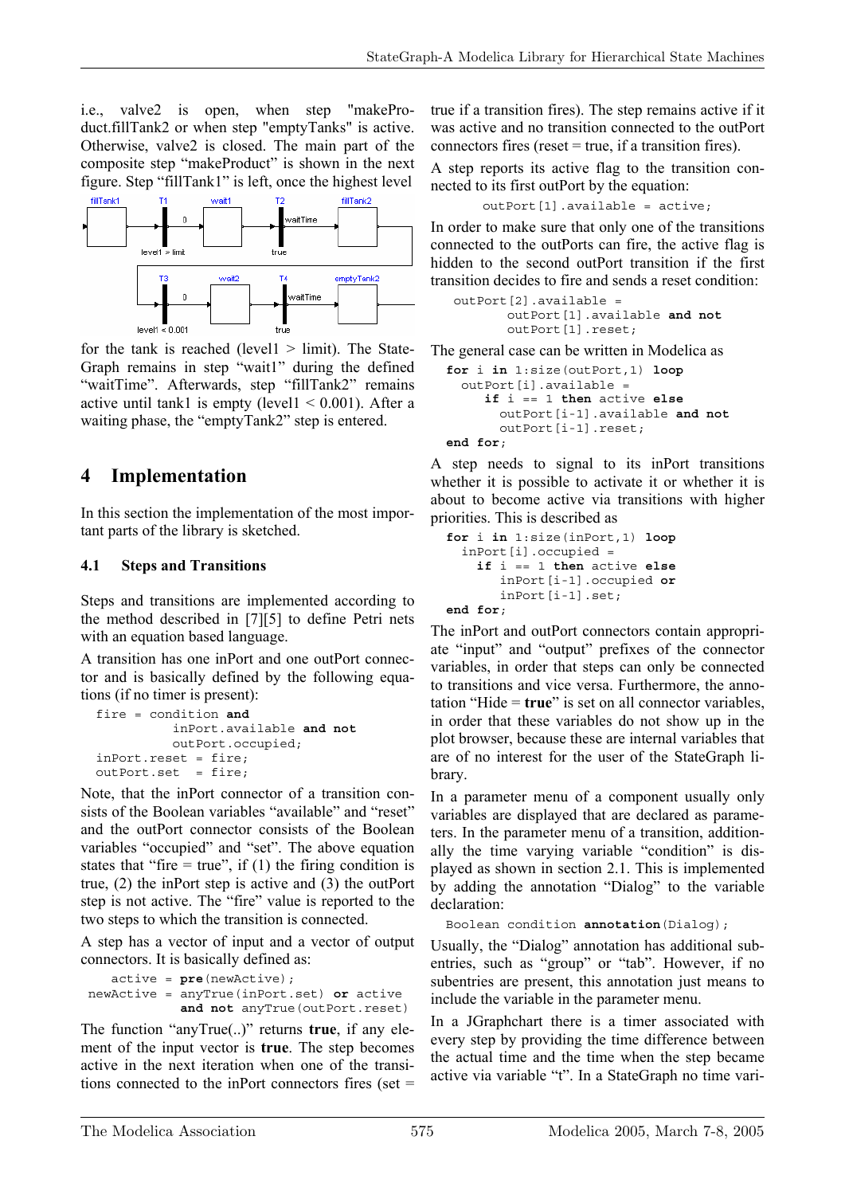i.e., valve2 is open, when step "makeProduct.fillTank2 or when step "emptyTanks" is active. Otherwise, valve2 is closed. The main part of the composite step "makeProduct" is shown in the next figure. Step "fillTank1" is left, once the highest level for the tank is reached (level1 > limit). The StateGraph remains in step "wait1" during the defined "waitTime". Afterwards, step "fillTank2" remains active until tank1 is empty (level1 < 0.001). After a waiting phase, the "emptyTank2" step is entered.

# 4 Implementation

In this section the implementation of the most important parts of the library is sketched.

## 4.1 Steps and Transitions

Steps and transitions are implemented according to the method described in [7][5] to define Petri nets with an equation based language.

A transition has one inPort and one outPort connector and is basically defined by the following equations (if no timer is present):

```
fire = condition and
         inPort.available and not
         outPort.occupied;
inPort.reset = fire;
outPort.set  = fire;
```

Note, that the inPort connector of a transition consists of the Boolean variables "available" and "reset" and the outPort connector consists of the Boolean variables "occupied" and "set". The above equation states that "fire = true", if (1) the firing condition is true, (2) the inPort step is active and (3) the outPort step is not active. The "fire" value is reported to the two steps to which the transition is connected.

A step has a vector of input and a vector of output connectors. It is basically defined as:

```
   active = pre(newActive);
newActive = anyTrue(inPort.set) or active
            and not anyTrue(outPort.reset)
```

The function "anyTrue(..)" returns **true**, if any element of the input vector is **true**. The step becomes active in the next iteration when one of the transitions connected to the inPort connectors fires (set = true if a transition fires). The step remains active if it was active and no transition connected to the outPort connectors fires (reset = true, if a transition fires).

A step reports its active flag to the transition connected to its first outPort by the equation:

```
outPort[1].available = active;
```

In order to make sure that only one of the transitions connected to the outPorts can fire, the active flag is hidden to the second outPort transition if the first transition decides to fire and sends a reset condition:

```
outPort[2].available =
        outPort[1].available and not
        outPort[1].reset;
```

The general case can be written in Modelica as

```
for i in 1:size(outPort,1) loop
  outPort[i].available =
     if i == 1 then active else
       outPort[i-1].available and not
       outPort[i-1].reset;
end for;
```

A step needs to signal to its inPort transitions whether it is possible to activate it or whether it is about to become active via transitions with higher priorities. This is described as

```
for i in 1:size(inPort,1) loop
  inPort[i].occupied =
    if i == 1 then active else
       inPort[i-1].occupied or
       inPort[i-1].set;
end for;
```

The inPort and outPort connectors contain appropriate "input" and "output" prefixes of the connector variables, in order that steps can only be connected to transitions and vice versa. Furthermore, the annotation "Hide = **true**" is set on all connector variables, in order that these variables do not show up in the plot browser, because these are internal variables that are of no interest for the user of the StateGraph library.

In a parameter menu of a component usually only variables are displayed that are declared as parameters. In the parameter menu of a transition, additionally the time varying variable "condition" is displayed as shown in section 2.1. This is implemented by adding the annotation "Dialog" to the variable declaration:

```
Boolean condition annotation(Dialog);
```

Usually, the "Dialog" annotation has additional subentries, such as "group" or "tab". However, if no subentries are present, this annotation just means to include the variable in the parameter menu.

In a JGraphchart there is a timer associated with every step by providing the time difference between the actual time and the time when the step became active via variable "t". In a StateGraph no time vari-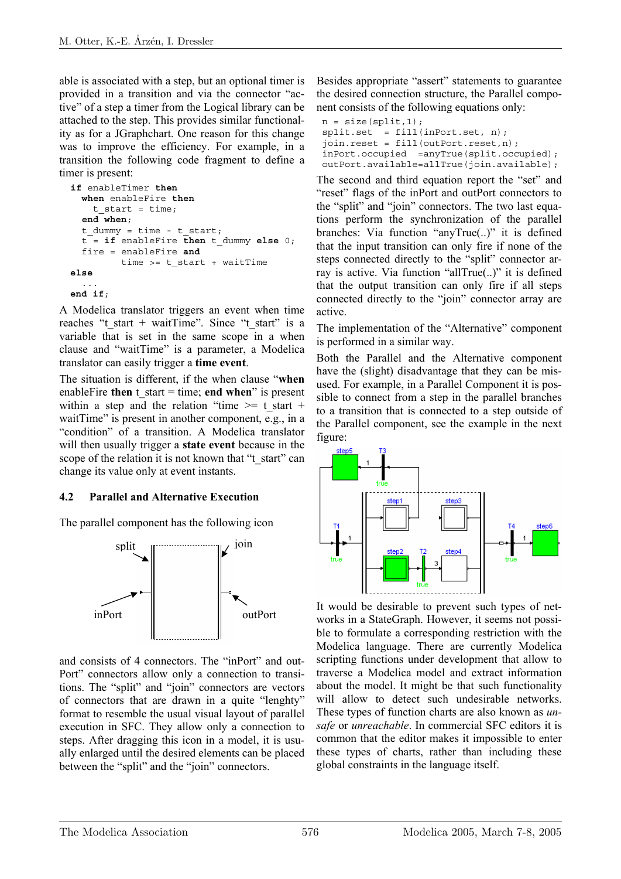able is associated with a step, but an optional timer is provided in a transition and via the connector "active" of a step a timer from the Logical library can be attached to the step. This provides similar functionality as for a JGraphchart. One reason for this change was to improve the efficiency. For example, in a transition the following code fragment to define a timer is present:

```
if enableTimer then
  when enableFire then
    t_start = time;
  end when;
  t_dummy = time - t_start;
  t = if enableFire then t_dummy else 0;
  fire = enableFire and
           time >= t_start + waitTime
else
  ...
end if;
```

A Modelica translator triggers an event when time reaches "t_start + waitTime". Since "t_start" is a variable that is set in the same scope in a when clause and "waitTime" is a parameter, a Modelica translator can easily trigger a **time event**.

The situation is different, if the when clause "**when** enableFire **then** t_start = time; **end when**" is present within a step and the relation "time >= t_start + waitTime" is present in another component, e.g., in a "condition" of a transition. A Modelica translator will then usually trigger a **state event** because in the scope of the relation it is not known that "t_start" can change its value only at event instants.

### 4.2 Parallel and Alternative Execution

The parallel component has the following icon

and consists of 4 connectors. The "inPort" and outPort" connectors allow only a connection to transitions. The "split" and "join" connectors are vectors of connectors that are drawn in a quite "lenghty" format to resemble the usual visual layout of parallel execution in SFC. They allow only a connection to steps. After dragging this icon in a model, it is usually enlarged until the desired elements can be placed between the "split" and the "join" connectors.

Besides appropriate "assert" statements to guarantee the desired connection structure, the Parallel component consists of the following equations only:

```
n = size(split,1);
split.set  = fill(inPort.set, n);
join.reset = fill(outPort.reset,n);
inPort.occupied  =anyTrue(split.occupied);
outPort.available=allTrue(join.available);
```

The second and third equation report the "set" and "reset" flags of the inPort and outPort connectors to the "split" and "join" connectors. The two last equations perform the synchronization of the parallel branches: Via function "anyTrue(..)" it is defined that the input transition can only fire if none of the steps connected directly to the "split" connector array is active. Via function "allTrue(..)" it is defined that the output transition can only fire if all steps connected directly to the "join" connector array are active.

The implementation of the "Alternative" component is performed in a similar way.

Both the Parallel and the Alternative component have the (slight) disadvantage that they can be misused. For example, in a Parallel Component it is possible to connect from a step in the parallel branches to a transition that is connected to a step outside of the Parallel component, see the example in the next figure:

It would be desirable to prevent such types of networks in a StateGraph. However, it seems not possible to formulate a corresponding restriction with the Modelica language. There are currently Modelica scripting functions under development that allow to traverse a Modelica model and extract information about the model. It might be that such functionality will allow to detect such undesirable networks. These types of function charts are also known as *unsafe* or *unreachable*. In commercial SFC editors it is common that the editor makes it impossible to enter these types of charts, rather than including these global constraints in the language itself.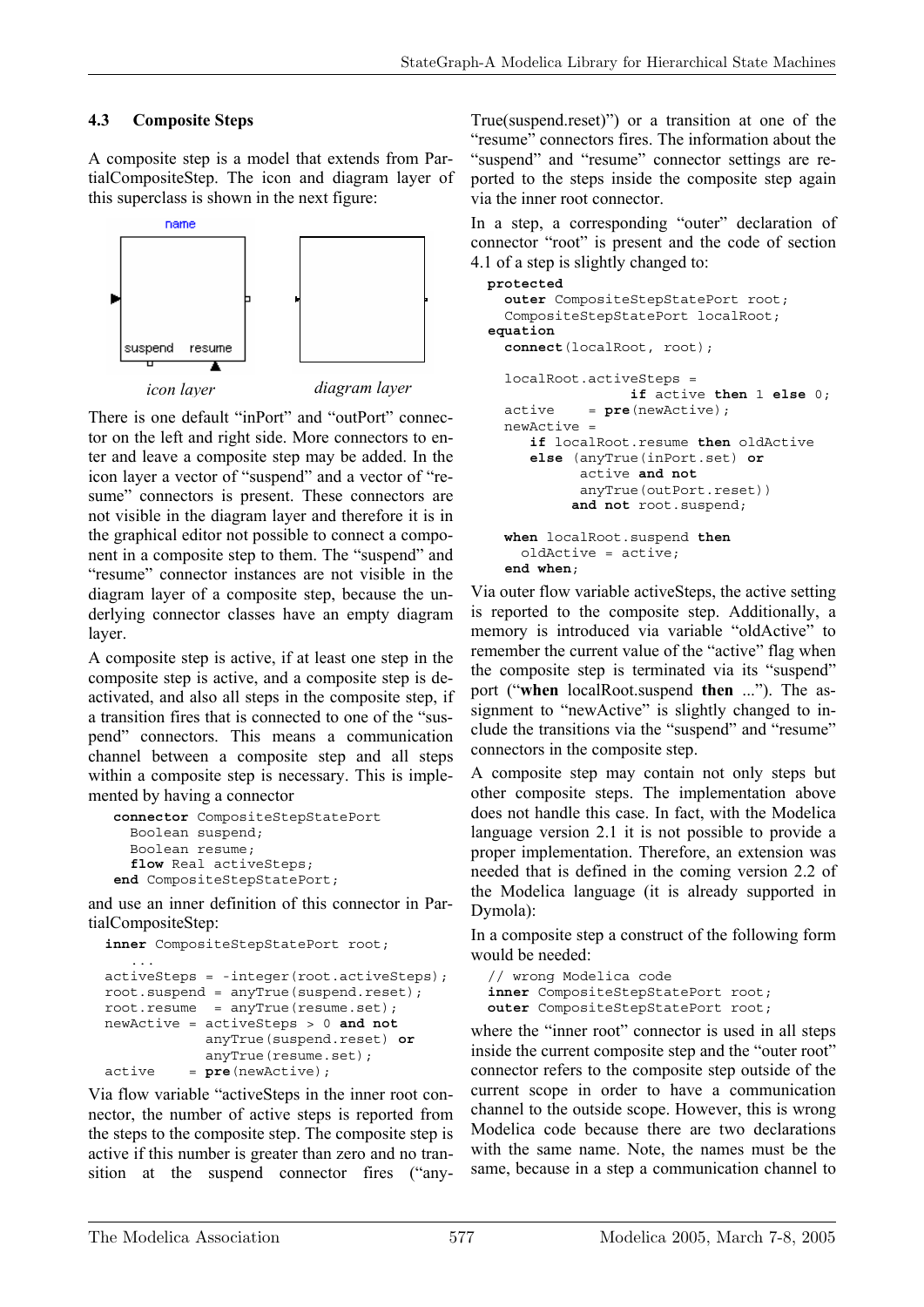### 4.3 Composite Steps

A composite step is a model that extends from PartialCompositeStep. The icon and diagram layer of this superclass is shown in the next figure:

*icon layer* *diagram layer*

There is one default "inPort" and "outPort" connector on the left and right side. More connectors to enter and leave a composite step may be added. In the icon layer a vector of "suspend" and a vector of "resume" connectors is present. These connectors are not visible in the diagram layer and therefore it is in the graphical editor not possible to connect a component in a composite step to them. The "suspend" and "resume" connector instances are not visible in the diagram layer of a composite step, because the underlying connector classes have an empty diagram layer.

A composite step is active, if at least one step in the composite step is active, and a composite step is deactivated, and also all steps in the composite step, if a transition fires that is connected to one of the "suspend" connectors. This means a communication channel between a composite step and all steps within a composite step is necessary. This is implemented by having a connector

```
connector CompositeStepStatePort
  Boolean suspend;
  Boolean resume;
  flow Real activeSteps;
end CompositeStepStatePort;
```

and use an inner definition of this connector in PartialCompositeStep:

```
inner CompositeStepStatePort root;
   ...
activeSteps = -integer(root.activeSteps);
root.suspend = anyTrue(suspend.reset);
root.resume  = anyTrue(resume.set);
newActive = activeSteps > 0 and not
            anyTrue(suspend.reset) or
            anyTrue(resume.set);
active    = pre(newActive);
```

Via flow variable "activeSteps in the inner root connector, the number of active steps is reported from the steps to the composite step. The composite step is active if this number is greater than zero and no transition at the suspend connector fires ("anyTrue(suspend.reset)") or a transition at one of the "resume" connectors fires. The information about the "suspend" and "resume" connector settings are reported to the steps inside the composite step again via the inner root connector.

In a step, a corresponding "outer" declaration of connector "root" is present and the code of section 4.1 of a step is slightly changed to:

```
protected
  outer CompositeStepStatePort root;
  CompositeStepStatePort localRoot;
equation
  connect(localRoot, root);

  localRoot.activeSteps =
                 if active then 1 else 0;
  active    = pre(newActive);
  newActive =
     if localRoot.resume then oldActive
     else (anyTrue(inPort.set) or
           active and not
           anyTrue(outPort.reset))
          and not root.suspend;

  when localRoot.suspend then
    oldActive = active;
  end when;
```

Via outer flow variable activeSteps, the active setting is reported to the composite step. Additionally, a memory is introduced via variable "oldActive" to remember the current value of the "active" flag when the composite step is terminated via its "suspend" port ("**when** localRoot.suspend **then** ..."). The assignment to "newActive" is slightly changed to include the transitions via the "suspend" and "resume" connectors in the composite step.

A composite step may contain not only steps but other composite steps. The implementation above does not handle this case. In fact, with the Modelica language version 2.1 it is not possible to provide a proper implementation. Therefore, an extension was needed that is defined in the coming version 2.2 of the Modelica language (it is already supported in Dymola):

In a composite step a construct of the following form would be needed:

```
// wrong Modelica code
inner CompositeStepStatePort root;
outer CompositeStepStatePort root;
```

where the "inner root" connector is used in all steps inside the current composite step and the "outer root" connector refers to the composite step outside of the current scope in order to have a communication channel to the outside scope. However, this is wrong Modelica code because there are two declarations with the same name. Note, the names must be the same, because in a step a communication channel to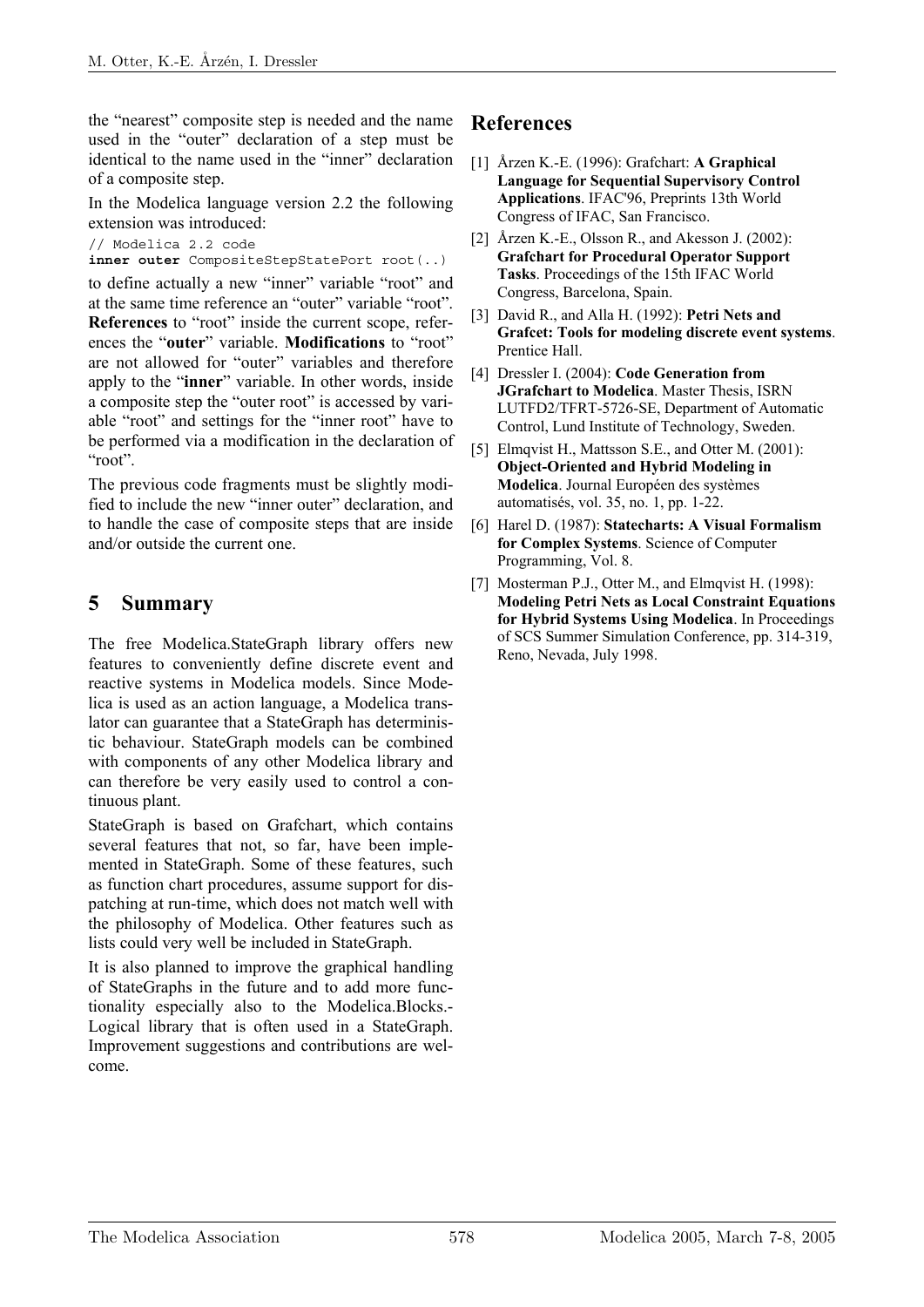the "nearest" composite step is needed and the name used in the "outer" declaration of a step must be identical to the name used in the "inner" declaration of a composite step.

In the Modelica language version 2.2 the following extension was introduced:

```
// Modelica 2.2 code
inner outer CompositeStepStatePort root(..)
```

to define actually a new "inner" variable "root" and at the same time reference an "outer" variable "root". **References** to "root" inside the current scope, references the "**outer**" variable. **Modifications** to "root" are not allowed for "outer" variables and therefore apply to the "**inner**" variable. In other words, inside a composite step the "outer root" is accessed by variable "root" and settings for the "inner root" have to be performed via a modification in the declaration of "root".

The previous code fragments must be slightly modified to include the new "inner outer" declaration, and to handle the case of composite steps that are inside and/or outside the current one.

## 5 Summary

The free Modelica.StateGraph library offers new features to conveniently define discrete event and reactive systems in Modelica models. Since Modelica is used as an action language, a Modelica translator can guarantee that a StateGraph has deterministic behaviour. StateGraph models can be combined with components of any other Modelica library and can therefore be very easily used to control a continuous plant.

StateGraph is based on Grafchart, which contains several features that not, so far, have been implemented in StateGraph. Some of these features, such as function chart procedures, assume support for dispatching at run-time, which does not match well with the philosophy of Modelica. Other features such as lists could very well be included in StateGraph.

It is also planned to improve the graphical handling of StateGraphs in the future and to add more functionality especially also to the Modelica.Blocks.-Logical library that is often used in a StateGraph. Improvement suggestions and contributions are welcome.

## References

[1] Årzen K.-E. (1996): Grafchart: **A Graphical Language for Sequential Supervisory Control Applications**. IFAC'96, Preprints 13th World Congress of IFAC, San Francisco.

[2] Årzen K.-E., Olsson R., and Akesson J. (2002): **Grafchart for Procedural Operator Support Tasks**. Proceedings of the 15th IFAC World Congress, Barcelona, Spain.

[3] David R., and Alla H. (1992): **Petri Nets and Grafcet: Tools for modeling discrete event systems**. Prentice Hall.

[4] Dressler I. (2004): **Code Generation from JGrafchart to Modelica**. Master Thesis, ISRN LUTFD2/TFRT-5726-SE, Department of Automatic Control, Lund Institute of Technology, Sweden.

[5] Elmqvist H., Mattsson S.E., and Otter M. (2001): **Object-Oriented and Hybrid Modeling in Modelica**. Journal Européen des systèmes automatisés, vol. 35, no. 1, pp. 1-22.

[6] Harel D. (1987): **Statecharts: A Visual Formalism for Complex Systems**. Science of Computer Programming, Vol. 8.

[7] Mosterman P.J., Otter M., and Elmqvist H. (1998): **Modeling Petri Nets as Local Constraint Equations for Hybrid Systems Using Modelica**. In Proceedings of SCS Summer Simulation Conference, pp. 314-319, Reno, Nevada, July 1998.